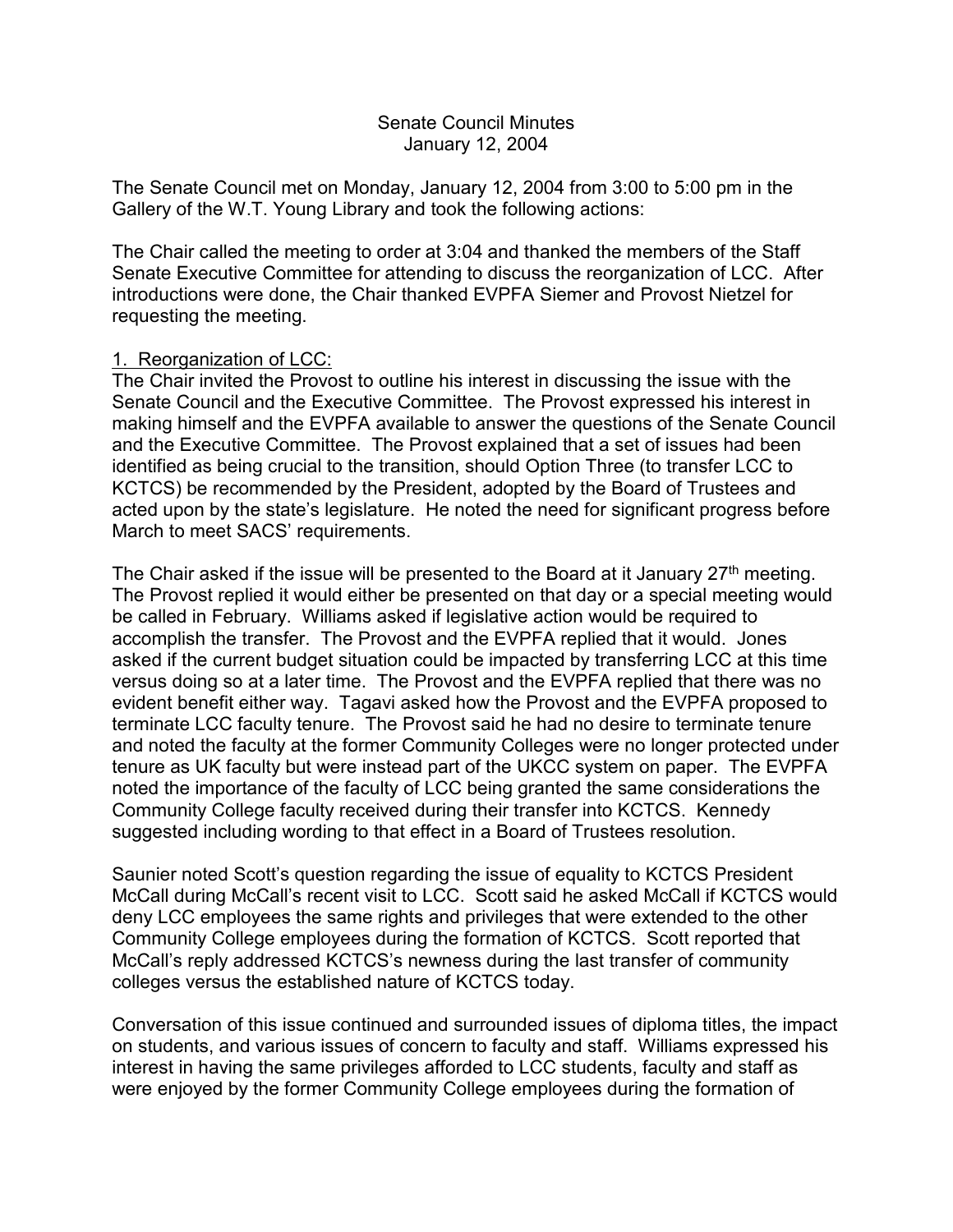# Senate Council Minutes
## January 12, 2004

The Senate Council met on Monday, January 12, 2004 from 3:00 to 5:00 pm in the Gallery of the W.T. Young Library and took the following actions:

The Chair called the meeting to order at 3:04 and thanked the members of the Staff Senate Executive Committee for attending to discuss the reorganization of LCC. After introductions were done, the Chair thanked EVPFA Siemer and Provost Nietzel for requesting the meeting.

1. Reorganization of LCC:

The Chair invited the Provost to outline his interest in discussing the issue with the Senate Council and the Executive Committee. The Provost expressed his interest in making himself and the EVPFA available to answer the questions of the Senate Council and the Executive Committee. The Provost explained that a set of issues had been identified as being crucial to the transition, should Option Three (to transfer LCC to KCTCS) be recommended by the President, adopted by the Board of Trustees and acted upon by the state's legislature. He noted the need for significant progress before March to meet SACS' requirements.

The Chair asked if the issue will be presented to the Board at it January 27th meeting. The Provost replied it would either be presented on that day or a special meeting would be called in February. Williams asked if legislative action would be required to accomplish the transfer. The Provost and the EVPFA replied that it would. Jones asked if the current budget situation could be impacted by transferring LCC at this time versus doing so at a later time. The Provost and the EVPFA replied that there was no evident benefit either way. Tagavi asked how the Provost and the EVPFA proposed to terminate LCC faculty tenure. The Provost said he had no desire to terminate tenure and noted the faculty at the former Community Colleges were no longer protected under tenure as UK faculty but were instead part of the UKCC system on paper. The EVPFA noted the importance of the faculty of LCC being granted the same considerations the Community College faculty received during their transfer into KCTCS. Kennedy suggested including wording to that effect in a Board of Trustees resolution.

Saunier noted Scott's question regarding the issue of equality to KCTCS President McCall during McCall's recent visit to LCC. Scott said he asked McCall if KCTCS would deny LCC employees the same rights and privileges that were extended to the other Community College employees during the formation of KCTCS. Scott reported that McCall's reply addressed KCTCS's newness during the last transfer of community colleges versus the established nature of KCTCS today.

Conversation of this issue continued and surrounded issues of diploma titles, the impact on students, and various issues of concern to faculty and staff. Williams expressed his interest in having the same privileges afforded to LCC students, faculty and staff as were enjoyed by the former Community College employees during the formation of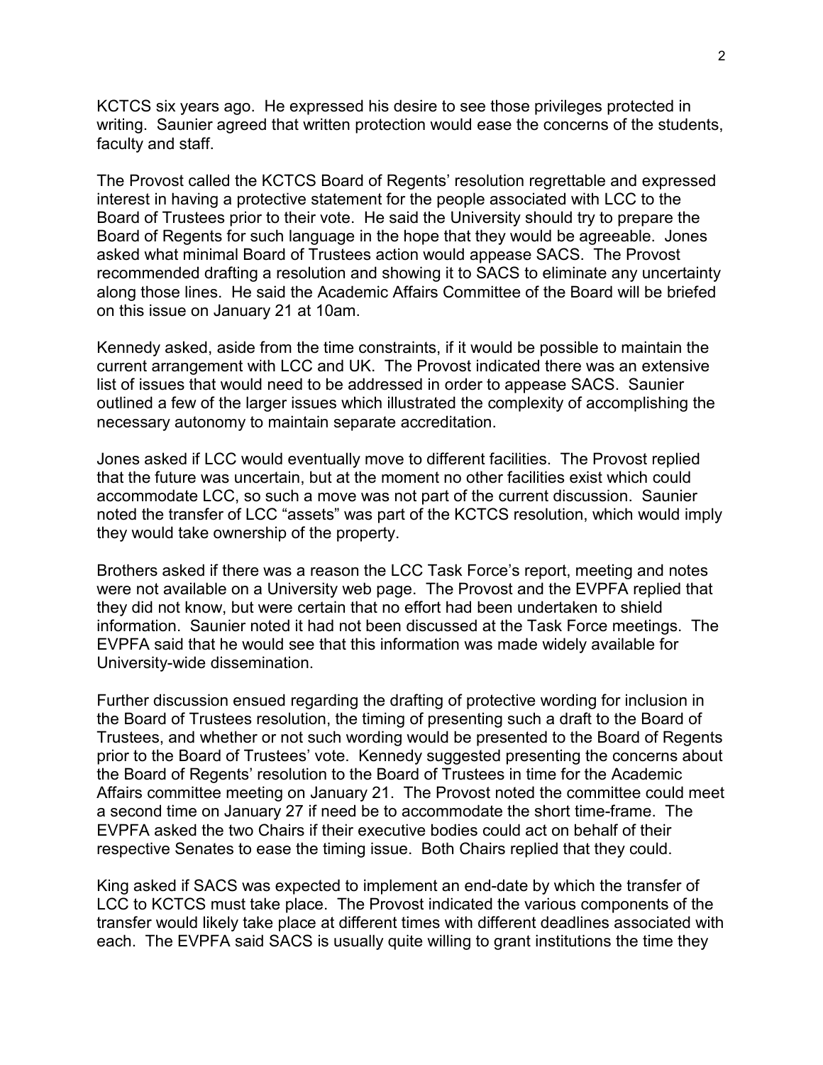KCTCS six years ago. He expressed his desire to see those privileges protected in writing. Saunier agreed that written protection would ease the concerns of the students, faculty and staff.

The Provost called the KCTCS Board of Regents' resolution regrettable and expressed interest in having a protective statement for the people associated with LCC to the Board of Trustees prior to their vote. He said the University should try to prepare the Board of Regents for such language in the hope that they would be agreeable. Jones asked what minimal Board of Trustees action would appease SACS. The Provost recommended drafting a resolution and showing it to SACS to eliminate any uncertainty along those lines. He said the Academic Affairs Committee of the Board will be briefed on this issue on January 21 at 10am.

Kennedy asked, aside from the time constraints, if it would be possible to maintain the current arrangement with LCC and UK. The Provost indicated there was an extensive list of issues that would need to be addressed in order to appease SACS. Saunier outlined a few of the larger issues which illustrated the complexity of accomplishing the necessary autonomy to maintain separate accreditation.

Jones asked if LCC would eventually move to different facilities. The Provost replied that the future was uncertain, but at the moment no other facilities exist which could accommodate LCC, so such a move was not part of the current discussion. Saunier noted the transfer of LCC "assets" was part of the KCTCS resolution, which would imply they would take ownership of the property.

Brothers asked if there was a reason the LCC Task Force's report, meeting and notes were not available on a University web page. The Provost and the EVPFA replied that they did not know, but were certain that no effort had been undertaken to shield information. Saunier noted it had not been discussed at the Task Force meetings. The EVPFA said that he would see that this information was made widely available for University-wide dissemination.

Further discussion ensued regarding the drafting of protective wording for inclusion in the Board of Trustees resolution, the timing of presenting such a draft to the Board of Trustees, and whether or not such wording would be presented to the Board of Regents prior to the Board of Trustees' vote. Kennedy suggested presenting the concerns about the Board of Regents' resolution to the Board of Trustees in time for the Academic Affairs committee meeting on January 21. The Provost noted the committee could meet a second time on January 27 if need be to accommodate the short time-frame. The EVPFA asked the two Chairs if their executive bodies could act on behalf of their respective Senates to ease the timing issue. Both Chairs replied that they could.

King asked if SACS was expected to implement an end-date by which the transfer of LCC to KCTCS must take place. The Provost indicated the various components of the transfer would likely take place at different times with different deadlines associated with each. The EVPFA said SACS is usually quite willing to grant institutions the time they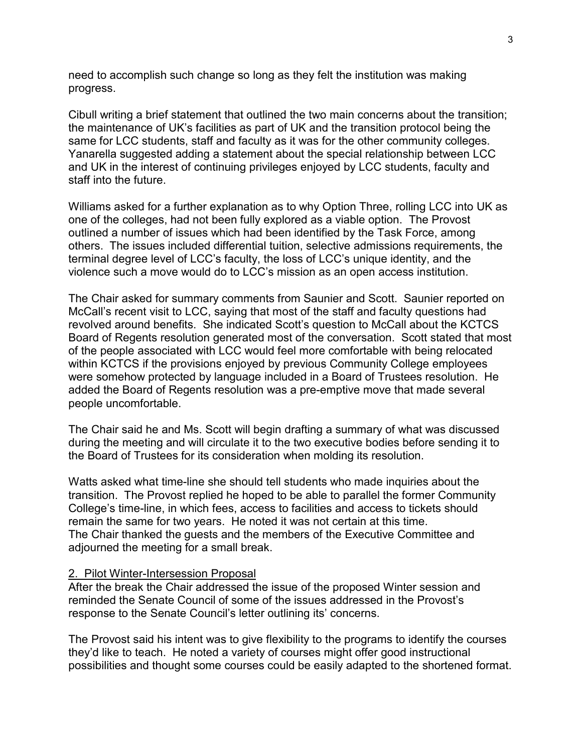need to accomplish such change so long as they felt the institution was making progress.

Cibull writing a brief statement that outlined the two main concerns about the transition; the maintenance of UK's facilities as part of UK and the transition protocol being the same for LCC students, staff and faculty as it was for the other community colleges. Yanarella suggested adding a statement about the special relationship between LCC and UK in the interest of continuing privileges enjoyed by LCC students, faculty and staff into the future.

Williams asked for a further explanation as to why Option Three, rolling LCC into UK as one of the colleges, had not been fully explored as a viable option. The Provost outlined a number of issues which had been identified by the Task Force, among others. The issues included differential tuition, selective admissions requirements, the terminal degree level of LCC's faculty, the loss of LCC's unique identity, and the violence such a move would do to LCC's mission as an open access institution.

The Chair asked for summary comments from Saunier and Scott. Saunier reported on McCall's recent visit to LCC, saying that most of the staff and faculty questions had revolved around benefits. She indicated Scott's question to McCall about the KCTCS Board of Regents resolution generated most of the conversation. Scott stated that most of the people associated with LCC would feel more comfortable with being relocated within KCTCS if the provisions enjoyed by previous Community College employees were somehow protected by language included in a Board of Trustees resolution. He added the Board of Regents resolution was a pre-emptive move that made several people uncomfortable.

The Chair said he and Ms. Scott will begin drafting a summary of what was discussed during the meeting and will circulate it to the two executive bodies before sending it to the Board of Trustees for its consideration when molding its resolution.

Watts asked what time-line she should tell students who made inquiries about the transition. The Provost replied he hoped to be able to parallel the former Community College's time-line, in which fees, access to facilities and access to tickets should remain the same for two years. He noted it was not certain at this time.
The Chair thanked the guests and the members of the Executive Committee and adjourned the meeting for a small break.

2. Pilot Winter-Intersession Proposal

After the break the Chair addressed the issue of the proposed Winter session and reminded the Senate Council of some of the issues addressed in the Provost's response to the Senate Council's letter outlining its' concerns.

The Provost said his intent was to give flexibility to the programs to identify the courses they'd like to teach. He noted a variety of courses might offer good instructional possibilities and thought some courses could be easily adapted to the shortened format.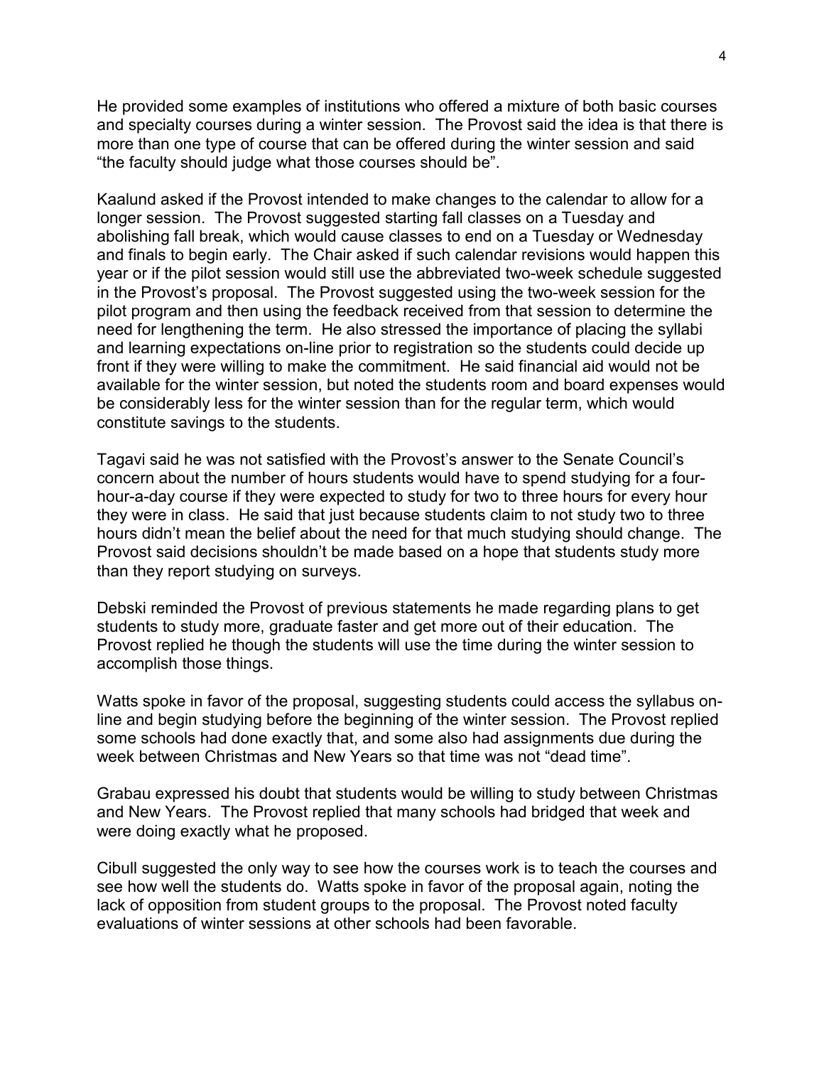He provided some examples of institutions who offered a mixture of both basic courses and specialty courses during a winter session. The Provost said the idea is that there is more than one type of course that can be offered during the winter session and said "the faculty should judge what those courses should be".

Kaalund asked if the Provost intended to make changes to the calendar to allow for a longer session. The Provost suggested starting fall classes on a Tuesday and abolishing fall break, which would cause classes to end on a Tuesday or Wednesday and finals to begin early. The Chair asked if such calendar revisions would happen this year or if the pilot session would still use the abbreviated two-week schedule suggested in the Provost's proposal. The Provost suggested using the two-week session for the pilot program and then using the feedback received from that session to determine the need for lengthening the term. He also stressed the importance of placing the syllabi and learning expectations on-line prior to registration so the students could decide up front if they were willing to make the commitment. He said financial aid would not be available for the winter session, but noted the students room and board expenses would be considerably less for the winter session than for the regular term, which would constitute savings to the students.

Tagavi said he was not satisfied with the Provost's answer to the Senate Council's concern about the number of hours students would have to spend studying for a four-hour-a-day course if they were expected to study for two to three hours for every hour they were in class. He said that just because students claim to not study two to three hours didn't mean the belief about the need for that much studying should change. The Provost said decisions shouldn't be made based on a hope that students study more than they report studying on surveys.

Debski reminded the Provost of previous statements he made regarding plans to get students to study more, graduate faster and get more out of their education. The Provost replied he though the students will use the time during the winter session to accomplish those things.

Watts spoke in favor of the proposal, suggesting students could access the syllabus on-line and begin studying before the beginning of the winter session. The Provost replied some schools had done exactly that, and some also had assignments due during the week between Christmas and New Years so that time was not "dead time".

Grabau expressed his doubt that students would be willing to study between Christmas and New Years. The Provost replied that many schools had bridged that week and were doing exactly what he proposed.

Cibull suggested the only way to see how the courses work is to teach the courses and see how well the students do. Watts spoke in favor of the proposal again, noting the lack of opposition from student groups to the proposal. The Provost noted faculty evaluations of winter sessions at other schools had been favorable.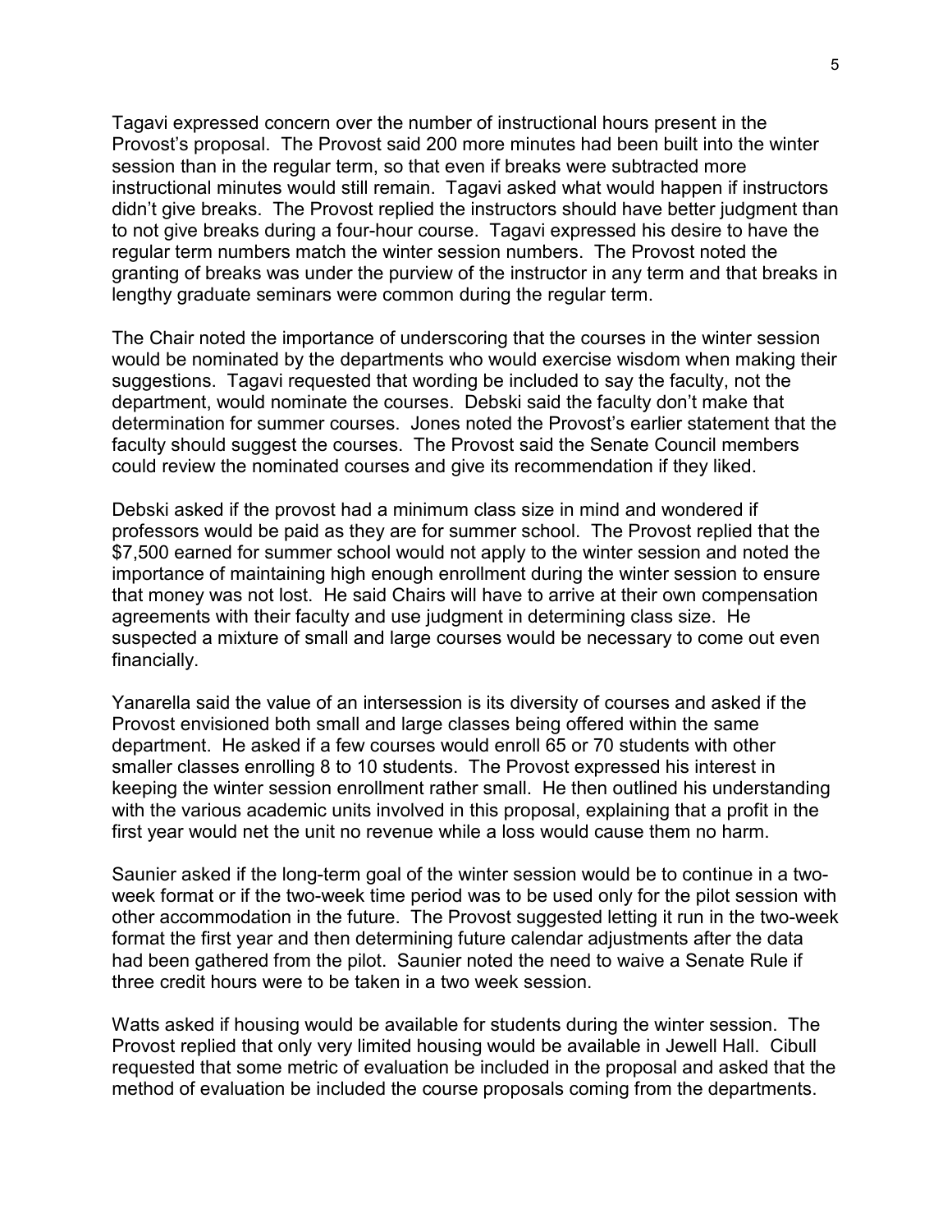Tagavi expressed concern over the number of instructional hours present in the Provost's proposal. The Provost said 200 more minutes had been built into the winter session than in the regular term, so that even if breaks were subtracted more instructional minutes would still remain. Tagavi asked what would happen if instructors didn't give breaks. The Provost replied the instructors should have better judgment than to not give breaks during a four-hour course. Tagavi expressed his desire to have the regular term numbers match the winter session numbers. The Provost noted the granting of breaks was under the purview of the instructor in any term and that breaks in lengthy graduate seminars were common during the regular term.

The Chair noted the importance of underscoring that the courses in the winter session would be nominated by the departments who would exercise wisdom when making their suggestions. Tagavi requested that wording be included to say the faculty, not the department, would nominate the courses. Debski said the faculty don't make that determination for summer courses. Jones noted the Provost's earlier statement that the faculty should suggest the courses. The Provost said the Senate Council members could review the nominated courses and give its recommendation if they liked.

Debski asked if the provost had a minimum class size in mind and wondered if professors would be paid as they are for summer school. The Provost replied that the $7,500 earned for summer school would not apply to the winter session and noted the importance of maintaining high enough enrollment during the winter session to ensure that money was not lost. He said Chairs will have to arrive at their own compensation agreements with their faculty and use judgment in determining class size. He suspected a mixture of small and large courses would be necessary to come out even financially.

Yanarella said the value of an intersession is its diversity of courses and asked if the Provost envisioned both small and large classes being offered within the same department. He asked if a few courses would enroll 65 or 70 students with other smaller classes enrolling 8 to 10 students. The Provost expressed his interest in keeping the winter session enrollment rather small. He then outlined his understanding with the various academic units involved in this proposal, explaining that a profit in the first year would net the unit no revenue while a loss would cause them no harm.

Saunier asked if the long-term goal of the winter session would be to continue in a two-week format or if the two-week time period was to be used only for the pilot session with other accommodation in the future. The Provost suggested letting it run in the two-week format the first year and then determining future calendar adjustments after the data had been gathered from the pilot. Saunier noted the need to waive a Senate Rule if three credit hours were to be taken in a two week session.

Watts asked if housing would be available for students during the winter session. The Provost replied that only very limited housing would be available in Jewell Hall. Cibull requested that some metric of evaluation be included in the proposal and asked that the method of evaluation be included the course proposals coming from the departments.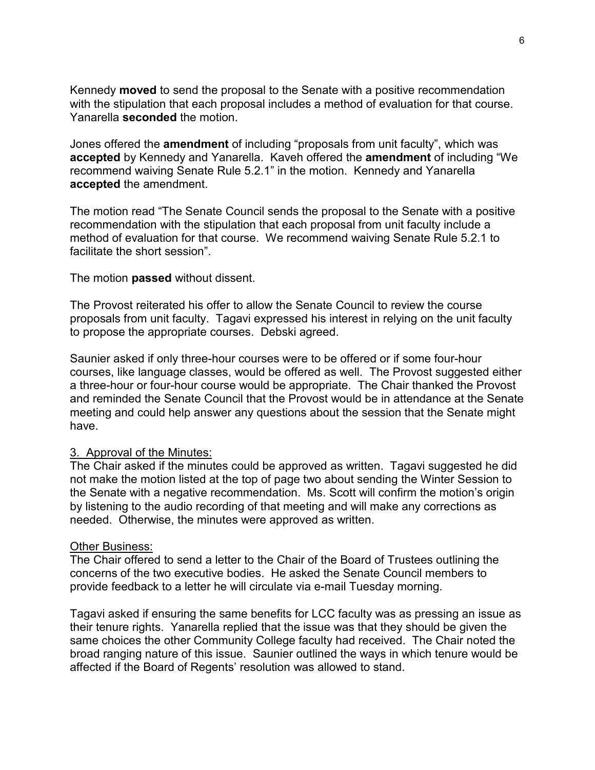Kennedy **moved** to send the proposal to the Senate with a positive recommendation with the stipulation that each proposal includes a method of evaluation for that course. Yanarella **seconded** the motion.

Jones offered the **amendment** of including "proposals from unit faculty", which was **accepted** by Kennedy and Yanarella. Kaveh offered the **amendment** of including "We recommend waiving Senate Rule 5.2.1" in the motion. Kennedy and Yanarella **accepted** the amendment.

The motion read "The Senate Council sends the proposal to the Senate with a positive recommendation with the stipulation that each proposal from unit faculty include a method of evaluation for that course. We recommend waiving Senate Rule 5.2.1 to facilitate the short session".

The motion **passed** without dissent.

The Provost reiterated his offer to allow the Senate Council to review the course proposals from unit faculty. Tagavi expressed his interest in relying on the unit faculty to propose the appropriate courses. Debski agreed.

Saunier asked if only three-hour courses were to be offered or if some four-hour courses, like language classes, would be offered as well. The Provost suggested either a three-hour or four-hour course would be appropriate. The Chair thanked the Provost and reminded the Senate Council that the Provost would be in attendance at the Senate meeting and could help answer any questions about the session that the Senate might have.

3. Approval of the Minutes:

The Chair asked if the minutes could be approved as written. Tagavi suggested he did not make the motion listed at the top of page two about sending the Winter Session to the Senate with a negative recommendation. Ms. Scott will confirm the motion's origin by listening to the audio recording of that meeting and will make any corrections as needed. Otherwise, the minutes were approved as written.

Other Business:

The Chair offered to send a letter to the Chair of the Board of Trustees outlining the concerns of the two executive bodies. He asked the Senate Council members to provide feedback to a letter he will circulate via e-mail Tuesday morning.

Tagavi asked if ensuring the same benefits for LCC faculty was as pressing an issue as their tenure rights. Yanarella replied that the issue was that they should be given the same choices the other Community College faculty had received. The Chair noted the broad ranging nature of this issue. Saunier outlined the ways in which tenure would be affected if the Board of Regents' resolution was allowed to stand.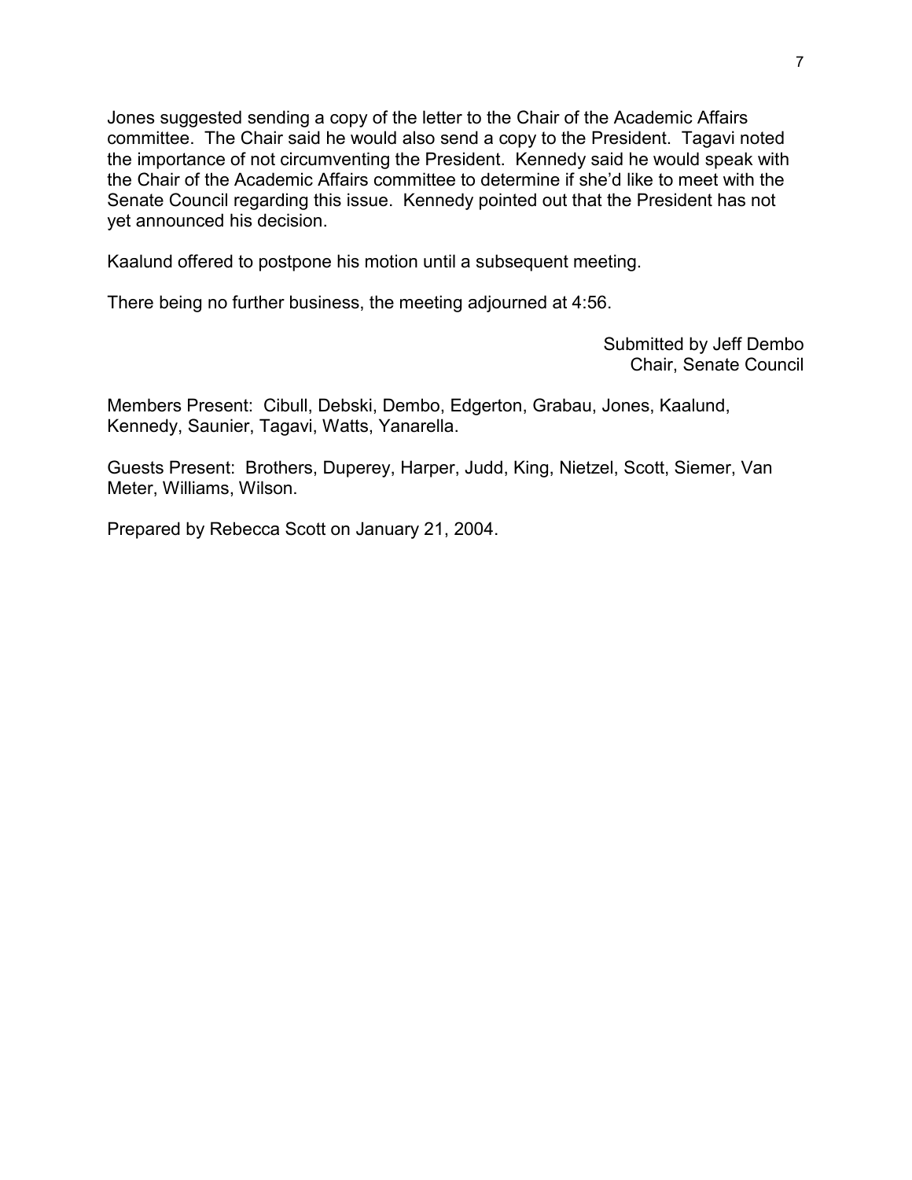Jones suggested sending a copy of the letter to the Chair of the Academic Affairs committee. The Chair said he would also send a copy to the President. Tagavi noted the importance of not circumventing the President. Kennedy said he would speak with the Chair of the Academic Affairs committee to determine if she'd like to meet with the Senate Council regarding this issue. Kennedy pointed out that the President has not yet announced his decision.

Kaalund offered to postpone his motion until a subsequent meeting.

There being no further business, the meeting adjourned at 4:56.

Submitted by Jeff Dembo
Chair, Senate Council

Members Present: Cibull, Debski, Dembo, Edgerton, Grabau, Jones, Kaalund, Kennedy, Saunier, Tagavi, Watts, Yanarella.

Guests Present: Brothers, Duperey, Harper, Judd, King, Nietzel, Scott, Siemer, Van Meter, Williams, Wilson.

Prepared by Rebecca Scott on January 21, 2004.